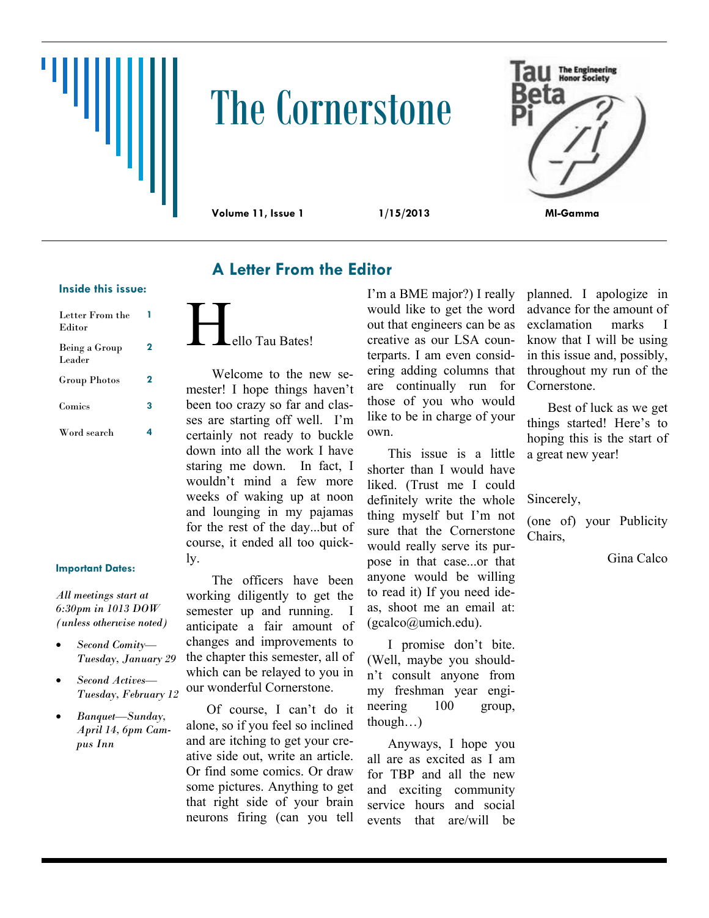# The Cornerstone

**Volume 11, Issue 1** **1/15/2013** **MI-Gamma**

Tau Beta Pi — The Engineering Honor Society

**Inside this issue:**

| | |
|---|---|
| Letter From the Editor | 1 |
| Being a Group Leader | 2 |
| Group Photos | 2 |
| Comics | 3 |
| Word search | 4 |

**Important Dates:**

*All meetings start at 6:30pm in 1013 DOW (unless otherwise noted)*

- *Second Comity—Tuesday, January 29*
- *Second Actives—Tuesday, February 12*
- *Banquet—Sunday, April 14, 6pm Campus Inn*

## A Letter From the Editor

Hello Tau Bates!

Welcome to the new semester! I hope things haven't been too crazy so far and classes are starting off well. I'm certainly not ready to buckle down into all the work I have staring me down. In fact, I wouldn't mind a few more weeks of waking up at noon and lounging in my pajamas for the rest of the day...but of course, it ended all too quickly.

The officers have been working diligently to get the semester up and running. I anticipate a fair amount of changes and improvements to the chapter this semester, all of which can be relayed to you in our wonderful Cornerstone.

Of course, I can't do it alone, so if you feel so inclined and are itching to get your creative side out, write an article. Or find some comics. Or draw some pictures. Anything to get that right side of your brain neurons firing (can you tell I'm a BME major?) I really would like to get the word out that engineers can be as creative as our LSA counterparts. I am even considering adding columns that are continually run for those of you who would like to be in charge of your own.

This issue is a little shorter than I would have liked. (Trust me I could definitely write the whole thing myself but I'm not sure that the Cornerstone would really serve its purpose in that case...or that anyone would be willing to read it) If you need ideas, shoot me an email at: (gcalco@umich.edu).

I promise don't bite. (Well, maybe you shouldn't consult anyone from my freshman year engineering 100 group, though…)

Anyways, I hope you all are as excited as I am for TBP and all the new and exciting community service hours and social events that are/will be planned. I apologize in advance for the amount of exclamation marks I know that I will be using in this issue and, possibly, throughout my run of the Cornerstone.

Best of luck as we get things started! Here's to hoping this is the start of a great new year!

Sincerely,

(one of) your Publicity Chairs,

Gina Calco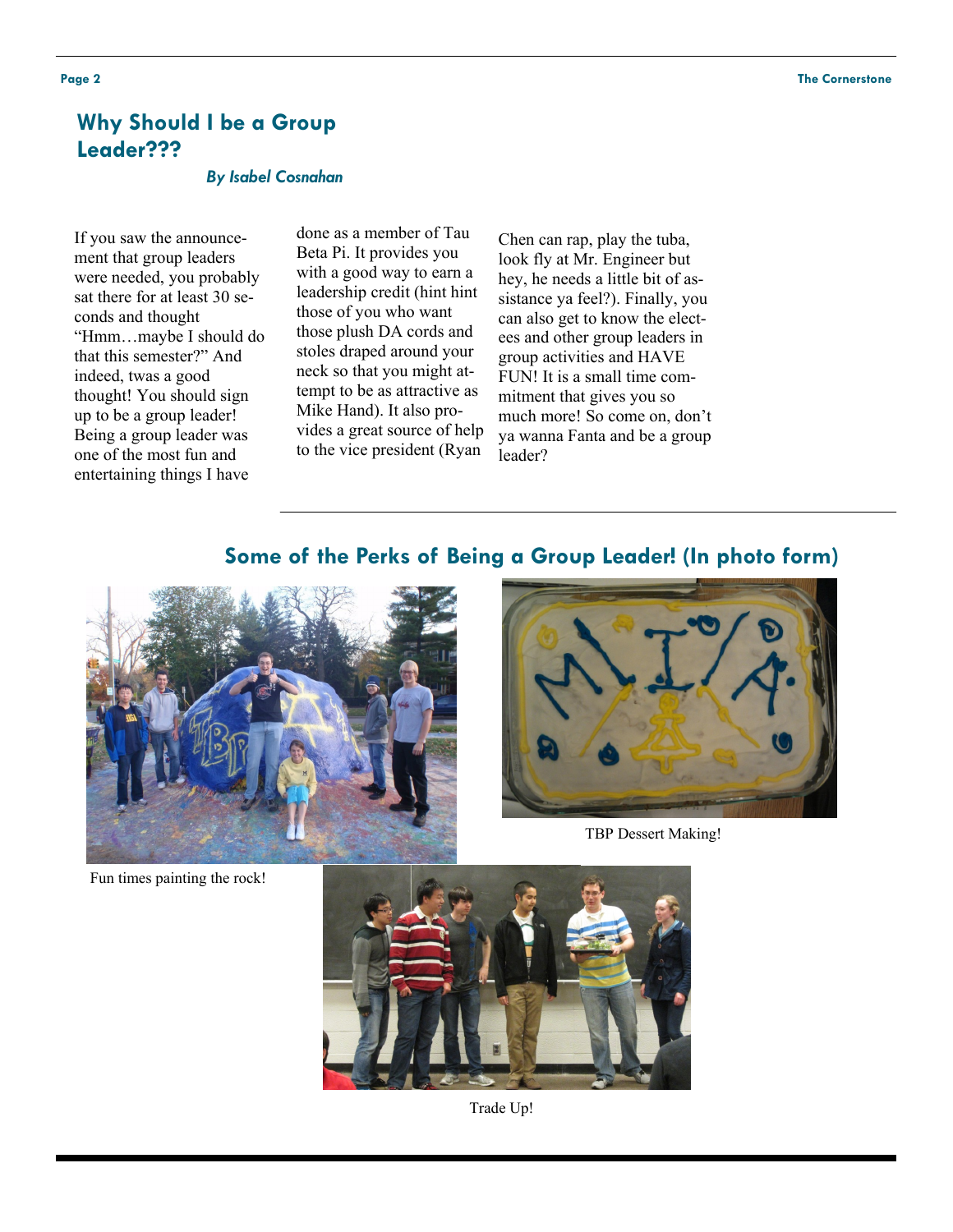## Why Should I be a Group Leader???

*By Isabel Cosnahan*

If you saw the announcement that group leaders were needed, you probably sat there for at least 30 seconds and thought "Hmm…maybe I should do that this semester?" And indeed, twas a good thought! You should sign up to be a group leader! Being a group leader was one of the most fun and entertaining things I have done as a member of Tau Beta Pi. It provides you with a good way to earn a leadership credit (hint hint those of you who want those plush DA cords and stoles draped around your neck so that you might attempt to be as attractive as Mike Hand). It also provides a great source of help to the vice president (Ryan Chen can rap, play the tuba, look fly at Mr. Engineer but hey, he needs a little bit of assistance ya feel?). Finally, you can also get to know the electees and other group leaders in group activities and HAVE FUN! It is a small time commitment that gives you so much more! So come on, don't ya wanna Fanta and be a group leader?

## Some of the Perks of Being a Group Leader! (In photo form)

Fun times painting the rock!

TBP Dessert Making!

Trade Up!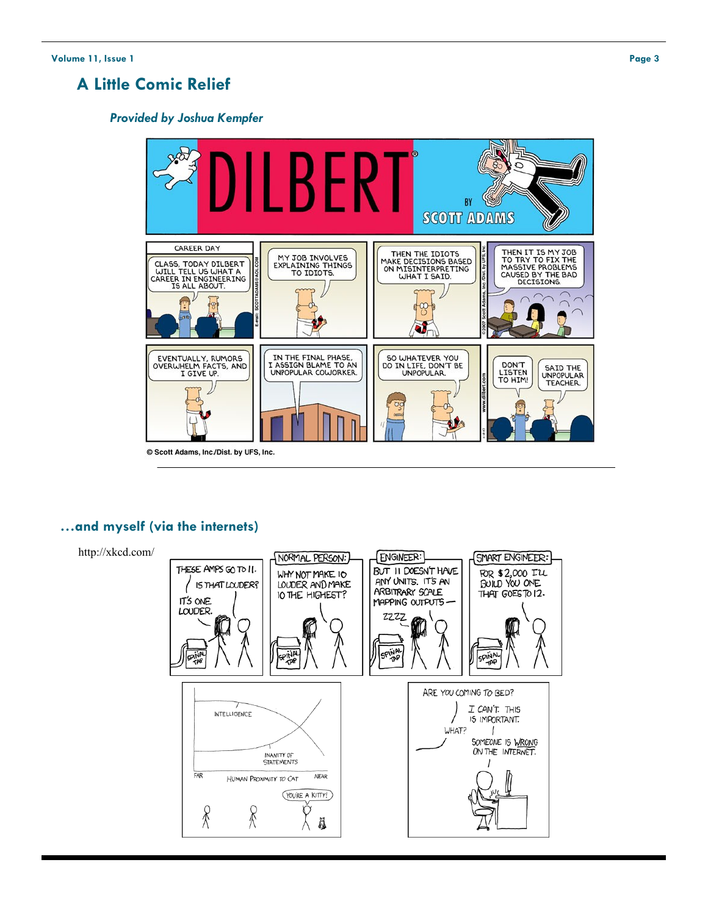## A Little Comic Relief

*Provided by Joshua Kempfer*

© Scott Adams, Inc./Dist. by UFS, Inc.

## …and myself (via the internets)

http://xkcd.com/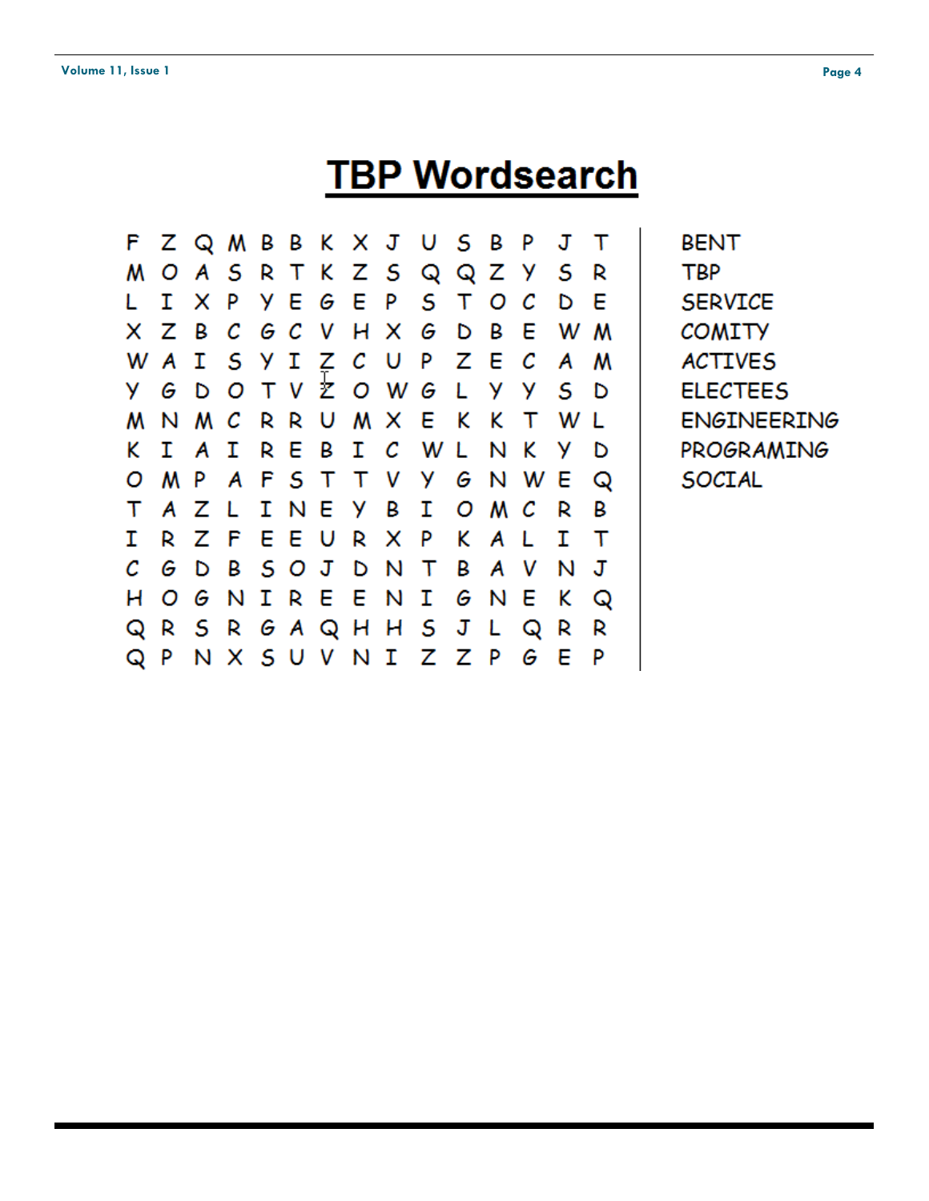# TBP Wordsearch

```
F Z Q M B B K X J U S B P J T
M O A S R T K Z S Q Q Z Y S R
L I X P Y E G E P S T O C D E
X Z B C G C V H X G D B E W M
W A I S Y I Z C U P Z E C A M
Y G D O T V Z O W G L Y Y S D
M N M C R R U M X E K K T W L
K I A I R E B I C W L N K Y D
O M P A F S T T V Y G N W E Q
T A Z L I N E Y B I O M C R B
I R Z F E E U R X P K A L I T
C G D B S O J D N T B A V N J
H O G N I R E E N I G N E K Q
Q R S R G A Q H H S J L Q R R
Q P N X S U V N I Z Z P G E P
```

BENT
TBP
SERVICE
COMITY
ACTIVES
ELECTEES
ENGINEERING
PROGRAMING
SOCIAL